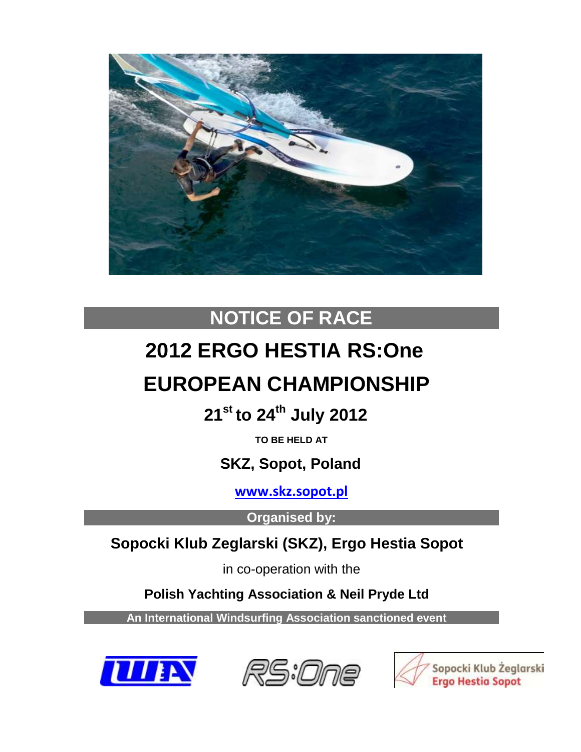# NOTICE OF RACE

# 2012 ERGO HESTIA RS:One

# EUROPEAN CHAMPIONSHIP

## 21st to 24th July 2012

**TO BE HELD AT**

## SKZ, Sopot, Poland

**www.skz.sopot.pl**

**Organised by:**

**Sopocki Klub Zeglarski (SKZ), Ergo Hestia Sopot**

in co-operation with the

**Polish Yachting Association & Neil Pryde Ltd**

**An International Windsurfing Association sanctioned event**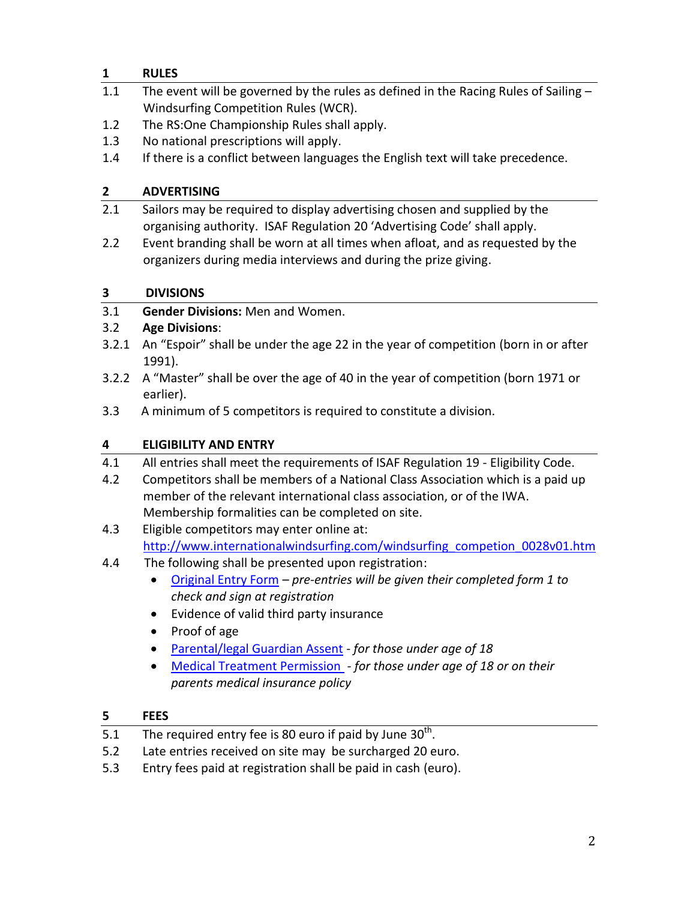## 1 RULES

1.1 The event will be governed by the rules as defined in the Racing Rules of Sailing – Windsurfing Competition Rules (WCR).

1.2 The RS:One Championship Rules shall apply.

1.3 No national prescriptions will apply.

1.4 If there is a conflict between languages the English text will take precedence.

## 2 ADVERTISING

2.1 Sailors may be required to display advertising chosen and supplied by the organising authority. ISAF Regulation 20 'Advertising Code' shall apply.

2.2 Event branding shall be worn at all times when afloat, and as requested by the organizers during media interviews and during the prize giving.

## 3 DIVISIONS

3.1 **Gender Divisions:** Men and Women.

3.2 **Age Divisions**:

3.2.1 An "Espoir" shall be under the age 22 in the year of competition (born in or after 1991).

3.2.2 A "Master" shall be over the age of 40 in the year of competition (born 1971 or earlier).

3.3 A minimum of 5 competitors is required to constitute a division.

## 4 ELIGIBILITY AND ENTRY

4.1 All entries shall meet the requirements of ISAF Regulation 19 - Eligibility Code.

4.2 Competitors shall be members of a National Class Association which is a paid up member of the relevant international class association, or of the IWA. Membership formalities can be completed on site.

4.3 Eligible competitors may enter online at: http://www.internationalwindsurfing.com/windsurfing_competion_0028v01.htm

4.4 The following shall be presented upon registration:

- Original Entry Form – *pre-entries will be given their completed form 1 to check and sign at registration*
- Evidence of valid third party insurance
- Proof of age
- Parental/legal Guardian Assent - *for those under age of 18*
- Medical Treatment Permission - *for those under age of 18 or on their parents medical insurance policy*

## 5 FEES

5.1 The required entry fee is 80 euro if paid by June 30th.

5.2 Late entries received on site may be surcharged 20 euro.

5.3 Entry fees paid at registration shall be paid in cash (euro).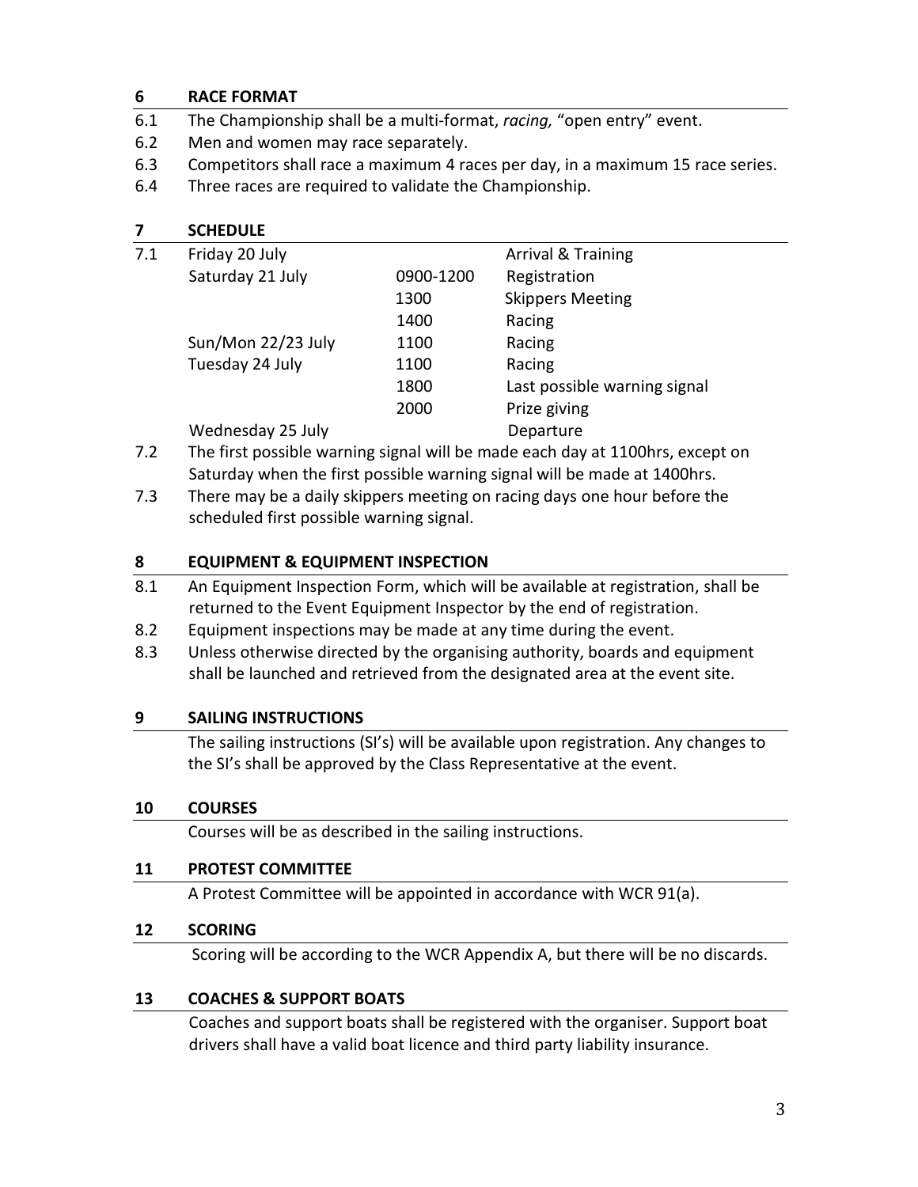## 6 RACE FORMAT

6.1 The Championship shall be a multi-format, *racing,* "open entry" event.

6.2 Men and women may race separately.

6.3 Competitors shall race a maximum 4 races per day, in a maximum 15 race series.

6.4 Three races are required to validate the Championship.

## 7 SCHEDULE

7.1

| Date | Time | Event |
|---|---|---|
| Friday 20 July | | Arrival & Training |
| Saturday 21 July | 0900-1200 | Registration |
| | 1300 | Skippers Meeting |
| | 1400 | Racing |
| Sun/Mon 22/23 July | 1100 | Racing |
| Tuesday 24 July | 1100 | Racing |
| | 1800 | Last possible warning signal |
| | 2000 | Prize giving |
| Wednesday 25 July | | Departure |

7.2 The first possible warning signal will be made each day at 1100hrs, except on Saturday when the first possible warning signal will be made at 1400hrs.

7.3 There may be a daily skippers meeting on racing days one hour before the scheduled first possible warning signal.

## 8 EQUIPMENT & EQUIPMENT INSPECTION

8.1 An Equipment Inspection Form, which will be available at registration, shall be returned to the Event Equipment Inspector by the end of registration.

8.2 Equipment inspections may be made at any time during the event.

8.3 Unless otherwise directed by the organising authority, boards and equipment shall be launched and retrieved from the designated area at the event site.

## 9 SAILING INSTRUCTIONS

The sailing instructions (SI's) will be available upon registration. Any changes to the SI's shall be approved by the Class Representative at the event.

## 10 COURSES

Courses will be as described in the sailing instructions.

## 11 PROTEST COMMITTEE

A Protest Committee will be appointed in accordance with WCR 91(a).

## 12 SCORING

Scoring will be according to the WCR Appendix A, but there will be no discards.

## 13 COACHES & SUPPORT BOATS

Coaches and support boats shall be registered with the organiser. Support boat drivers shall have a valid boat licence and third party liability insurance.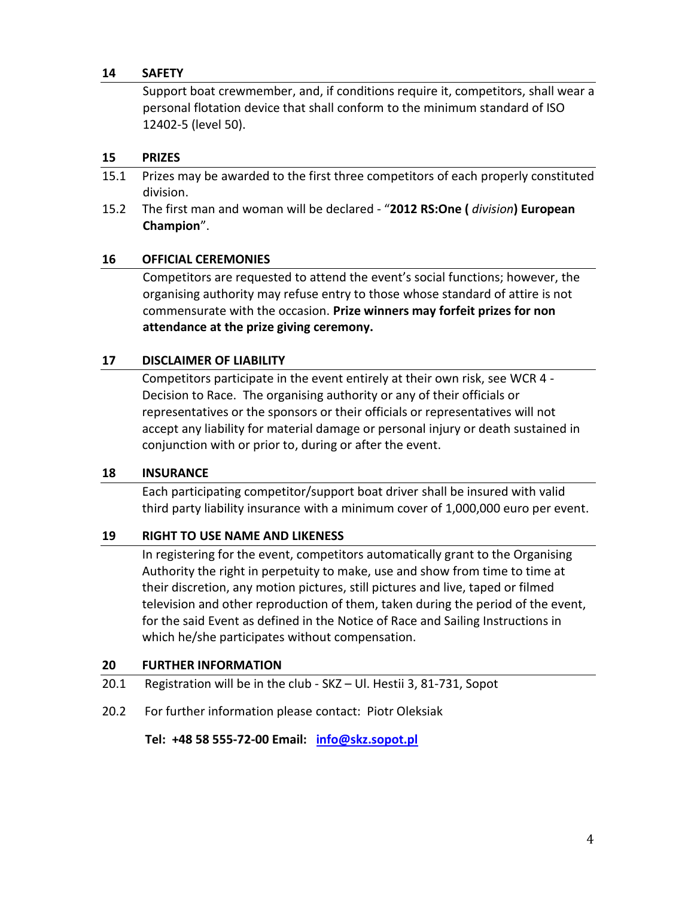## 14 SAFETY

Support boat crewmember, and, if conditions require it, competitors, shall wear a personal flotation device that shall conform to the minimum standard of ISO 12402-5 (level 50).

## 15 PRIZES

15.1 Prizes may be awarded to the first three competitors of each properly constituted division.

15.2 The first man and woman will be declared - "**2012 RS:One (** *division***) European Champion**".

## 16 OFFICIAL CEREMONIES

Competitors are requested to attend the event's social functions; however, the organising authority may refuse entry to those whose standard of attire is not commensurate with the occasion. **Prize winners may forfeit prizes for non attendance at the prize giving ceremony.**

## 17 DISCLAIMER OF LIABILITY

Competitors participate in the event entirely at their own risk, see WCR 4 - Decision to Race. The organising authority or any of their officials or representatives or the sponsors or their officials or representatives will not accept any liability for material damage or personal injury or death sustained in conjunction with or prior to, during or after the event.

## 18 INSURANCE

Each participating competitor/support boat driver shall be insured with valid third party liability insurance with a minimum cover of 1,000,000 euro per event.

## 19 RIGHT TO USE NAME AND LIKENESS

In registering for the event, competitors automatically grant to the Organising Authority the right in perpetuity to make, use and show from time to time at their discretion, any motion pictures, still pictures and live, taped or filmed television and other reproduction of them, taken during the period of the event, for the said Event as defined in the Notice of Race and Sailing Instructions in which he/she participates without compensation.

## 20 FURTHER INFORMATION

20.1 Registration will be in the club - SKZ – Ul. Hestii 3, 81-731, Sopot

20.2 For further information please contact: Piotr Oleksiak

**Tel: +48 58 555-72-00 Email: [info@skz.sopot.pl](mailto:info@skz.sopot.pl)**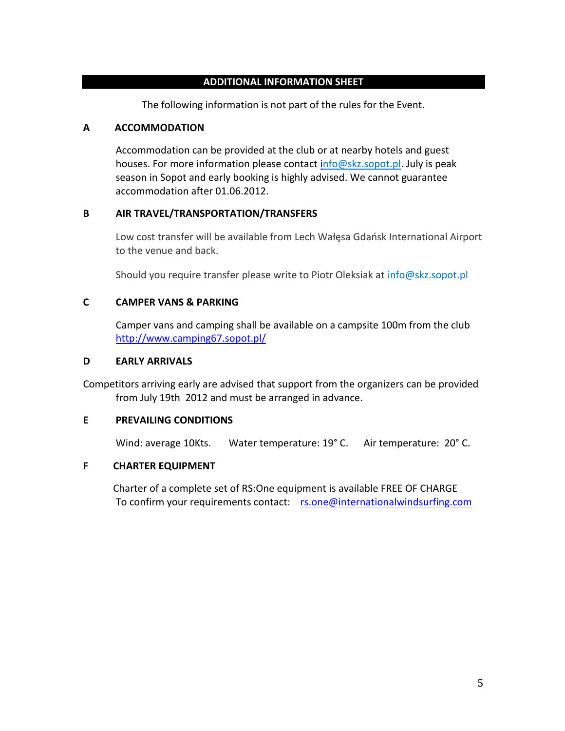## ADDITIONAL INFORMATION SHEET

The following information is not part of the rules for the Event.

### A ACCOMMODATION

Accommodation can be provided at the club or at nearby hotels and guest houses. For more information please contact info@skz.sopot.pl. July is peak season in Sopot and early booking is highly advised. We cannot guarantee accommodation after 01.06.2012.

### B AIR TRAVEL/TRANSPORTATION/TRANSFERS

Low cost transfer will be available from Lech Wałęsa Gdańsk International Airport to the venue and back.

Should you require transfer please write to Piotr Oleksiak at info@skz.sopot.pl

### C CAMPER VANS & PARKING

Camper vans and camping shall be available on a campsite 100m from the club http://www.camping67.sopot.pl/

### D EARLY ARRIVALS

Competitors arriving early are advised that support from the organizers can be provided from July 19th 2012 and must be arranged in advance.

### E PREVAILING CONDITIONS

Wind: average 10Kts. Water temperature: 19° C. Air temperature: 20° C.

### F CHARTER EQUIPMENT

Charter of a complete set of RS:One equipment is available FREE OF CHARGE
To confirm your requirements contact: rs.one@internationalwindsurfing.com